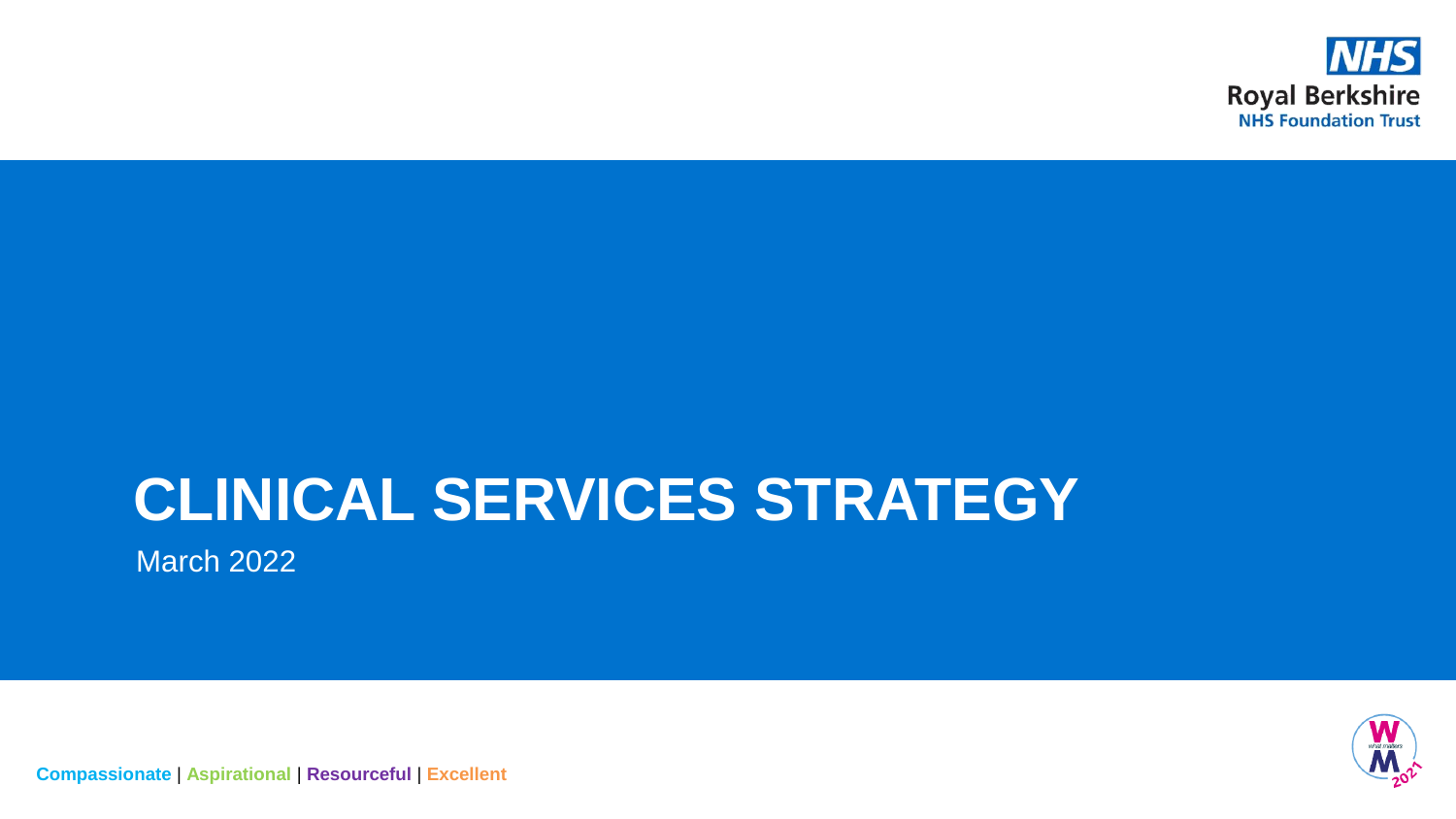NHS
Royal Berkshire
NHS Foundation Trust

# CLINICAL SERVICES STRATEGY

March 2022

**Compassionate** | **Aspirational** | **Resourceful** | **Excellent**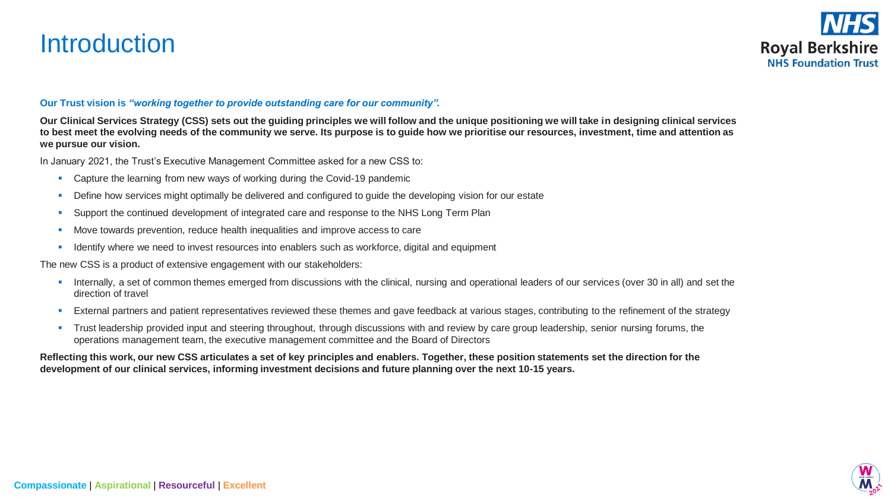# Introduction

**Our Trust vision is *"working together to provide outstanding care for our community".***

**Our Clinical Services Strategy (CSS) sets out the guiding principles we will follow and the unique positioning we will take in designing clinical services to best meet the evolving needs of the community we serve. Its purpose is to guide how we prioritise our resources, investment, time and attention as we pursue our vision.**

In January 2021, the Trust's Executive Management Committee asked for a new CSS to:

- Capture the learning from new ways of working during the Covid-19 pandemic
- Define how services might optimally be delivered and configured to guide the developing vision for our estate
- Support the continued development of integrated care and response to the NHS Long Term Plan
- Move towards prevention, reduce health inequalities and improve access to care
- Identify where we need to invest resources into enablers such as workforce, digital and equipment

The new CSS is a product of extensive engagement with our stakeholders:

- Internally, a set of common themes emerged from discussions with the clinical, nursing and operational leaders of our services (over 30 in all) and set the direction of travel
- External partners and patient representatives reviewed these themes and gave feedback at various stages, contributing to the refinement of the strategy
- Trust leadership provided input and steering throughout, through discussions with and review by care group leadership, senior nursing forums, the operations management team, the executive management committee and the Board of Directors

**Reflecting this work, our new CSS articulates a set of key principles and enablers. Together, these position statements set the direction for the development of our clinical services, informing investment decisions and future planning over the next 10-15 years.**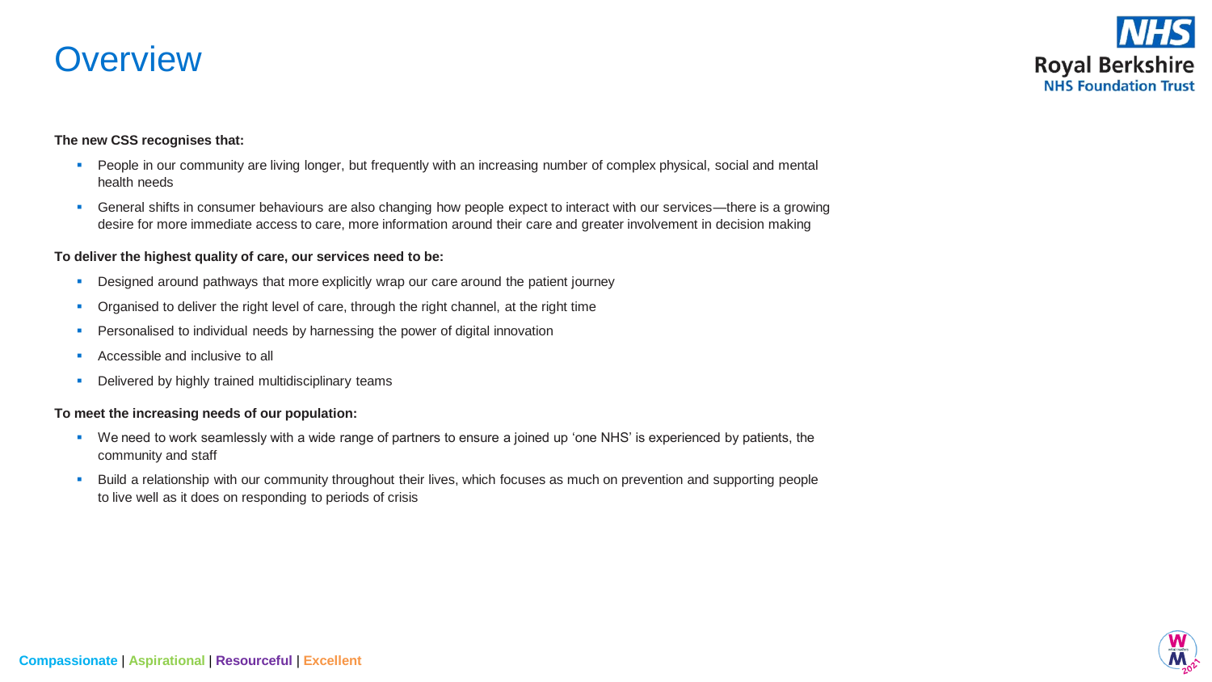# Overview

**The new CSS recognises that:**

- People in our community are living longer, but frequently with an increasing number of complex physical, social and mental health needs
- General shifts in consumer behaviours are also changing how people expect to interact with our services—there is a growing desire for more immediate access to care, more information around their care and greater involvement in decision making

**To deliver the highest quality of care, our services need to be:**

- Designed around pathways that more explicitly wrap our care around the patient journey
- Organised to deliver the right level of care, through the right channel, at the right time
- Personalised to individual needs by harnessing the power of digital innovation
- Accessible and inclusive to all
- Delivered by highly trained multidisciplinary teams

**To meet the increasing needs of our population:**

- We need to work seamlessly with a wide range of partners to ensure a joined up 'one NHS' is experienced by patients, the community and staff
- Build a relationship with our community throughout their lives, which focuses as much on prevention and supporting people to live well as it does on responding to periods of crisis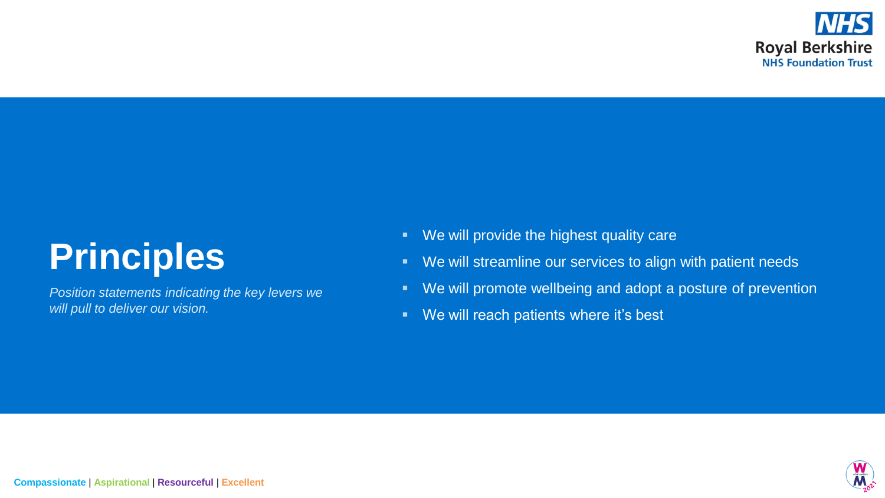# Principles

*Position statements indicating the key levers we will pull to deliver our vision.*

- We will provide the highest quality care
- We will streamline our services to align with patient needs
- We will promote wellbeing and adopt a posture of prevention
- We will reach patients where it's best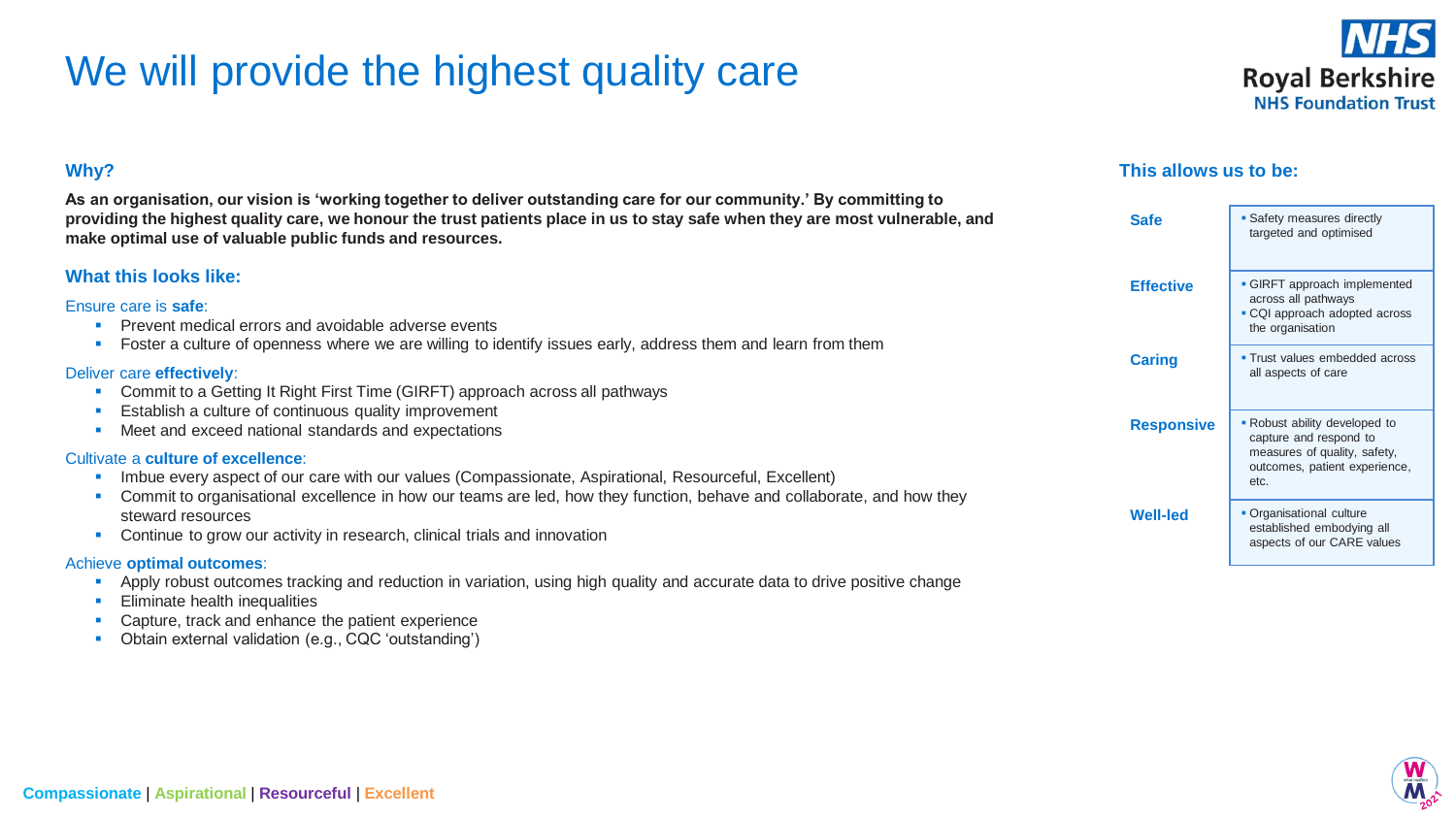# We will provide the highest quality care

Royal Berkshire NHS Foundation Trust

## Why?

**As an organisation, our vision is 'working together to deliver outstanding care for our community.' By committing to providing the highest quality care, we honour the trust patients place in us to stay safe when they are most vulnerable, and make optimal use of valuable public funds and resources.**

## What this looks like:

Ensure care is **safe**:

- Prevent medical errors and avoidable adverse events
- Foster a culture of openness where we are willing to identify issues early, address them and learn from them

Deliver care **effectively**:

- Commit to a Getting It Right First Time (GIRFT) approach across all pathways
- Establish a culture of continuous quality improvement
- Meet and exceed national standards and expectations

Cultivate a **culture of excellence**:

- Imbue every aspect of our care with our values (Compassionate, Aspirational, Resourceful, Excellent)
- Commit to organisational excellence in how our teams are led, how they function, behave and collaborate, and how they steward resources
- Continue to grow our activity in research, clinical trials and innovation

Achieve **optimal outcomes**:

- Apply robust outcomes tracking and reduction in variation, using high quality and accurate data to drive positive change
- Eliminate health inequalities
- Capture, track and enhance the patient experience
- Obtain external validation (e.g., CQC 'outstanding')

## This allows us to be:

| | |
|---|---|
| **Safe** | Safety measures directly targeted and optimised |
| **Effective** | GIRFT approach implemented across all pathways; CQI approach adopted across the organisation |
| **Caring** | Trust values embedded across all aspects of care |
| **Responsive** | Robust ability developed to capture and respond to measures of quality, safety, outcomes, patient experience, etc. |
| **Well-led** | Organisational culture established embodying all aspects of our CARE values |

**Compassionate** | **Aspirational** | **Resourceful** | **Excellent**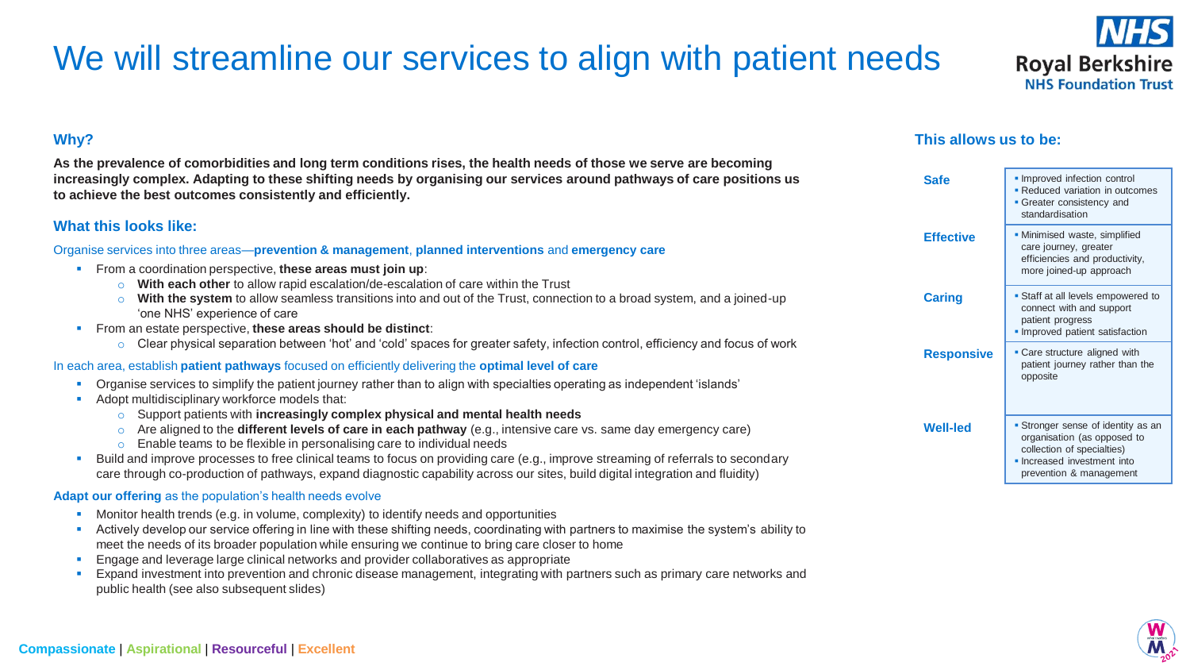# We will streamline our services to align with patient needs

## Why?

**As the prevalence of comorbidities and long term conditions rises, the health needs of those we serve are becoming increasingly complex. Adapting to these shifting needs by organising our services around pathways of care positions us to achieve the best outcomes consistently and efficiently.**

## What this looks like:

Organise services into three areas—**prevention & management**, **planned interventions** and **emergency care**

- From a coordination perspective, **these areas must join up**:
  - **With each other** to allow rapid escalation/de-escalation of care within the Trust
  - **With the system** to allow seamless transitions into and out of the Trust, connection to a broad system, and a joined-up 'one NHS' experience of care
- From an estate perspective, **these areas should be distinct**:
  - Clear physical separation between 'hot' and 'cold' spaces for greater safety, infection control, efficiency and focus of work

In each area, establish **patient pathways** focused on efficiently delivering the **optimal level of care**

- Organise services to simplify the patient journey rather than to align with specialties operating as independent 'islands'
- Adopt multidisciplinary workforce models that:
  - Support patients with **increasingly complex physical and mental health needs**
  - Are aligned to the **different levels of care in each pathway** (e.g., intensive care vs. same day emergency care)
  - Enable teams to be flexible in personalising care to individual needs
- Build and improve processes to free clinical teams to focus on providing care (e.g., improve streaming of referrals to secondary care through co-production of pathways, expand diagnostic capability across our sites, build digital integration and fluidity)

**Adapt our offering** as the population's health needs evolve

- Monitor health trends (e.g. in volume, complexity) to identify needs and opportunities
- Actively develop our service offering in line with these shifting needs, coordinating with partners to maximise the system's ability to meet the needs of its broader population while ensuring we continue to bring care closer to home
- Engage and leverage large clinical networks and provider collaboratives as appropriate
- Expand investment into prevention and chronic disease management, integrating with partners such as primary care networks and public health (see also subsequent slides)

## This allows us to be:

| | |
|---|---|
| **Safe** | Improved infection control; Reduced variation in outcomes; Greater consistency and standardisation |
| **Effective** | Minimised waste, simplified care journey, greater efficiencies and productivity, more joined-up approach |
| **Caring** | Staff at all levels empowered to connect with and support patient progress; Improved patient satisfaction |
| **Responsive** | Care structure aligned with patient journey rather than the opposite |
| **Well-led** | Stronger sense of identity as an organisation (as opposed to collection of specialties); Increased investment into prevention & management |

Compassionate | Aspirational | Resourceful | Excellent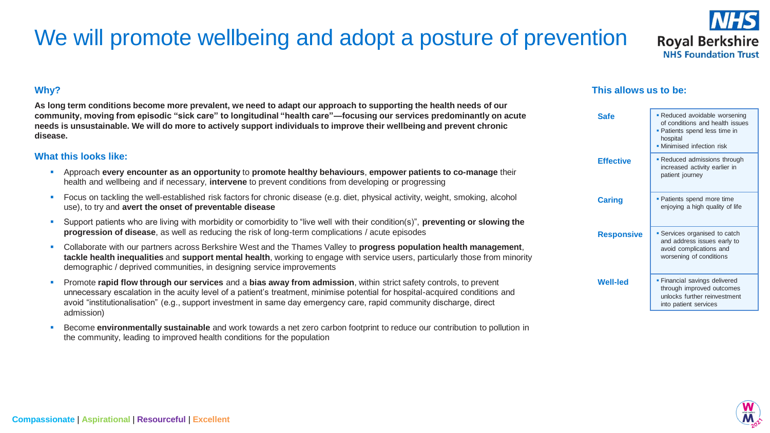# We will promote wellbeing and adopt a posture of prevention

### Why?

**As long term conditions become more prevalent, we need to adapt our approach to supporting the health needs of our community, moving from episodic "sick care" to longitudinal "health care"—focusing our services predominantly on acute needs is unsustainable. We will do more to actively support individuals to improve their wellbeing and prevent chronic disease.**

### What this looks like:

- Approach **every encounter as an opportunity** to **promote healthy behaviours**, **empower patients to co-manage** their health and wellbeing and if necessary, **intervene** to prevent conditions from developing or progressing
- Focus on tackling the well-established risk factors for chronic disease (e.g. diet, physical activity, weight, smoking, alcohol use), to try and **avert the onset of preventable disease**
- Support patients who are living with morbidity or comorbidity to "live well with their condition(s)", **preventing or slowing the progression of disease**, as well as reducing the risk of long-term complications / acute episodes
- Collaborate with our partners across Berkshire West and the Thames Valley to **progress population health management**, **tackle health inequalities** and **support mental health**, working to engage with service users, particularly those from minority demographic / deprived communities, in designing service improvements
- Promote **rapid flow through our services** and a **bias away from admission**, within strict safety controls, to prevent unnecessary escalation in the acuity level of a patient's treatment, minimise potential for hospital-acquired conditions and avoid "institutionalisation" (e.g., support investment in same day emergency care, rapid community discharge, direct admission)
- Become **environmentally sustainable** and work towards a net zero carbon footprint to reduce our contribution to pollution in the community, leading to improved health conditions for the population

### This allows us to be:

| | |
|---|---|
| **Safe** | - Reduced avoidable worsening of conditions and health issues<br>- Patients spend less time in hospital<br>- Minimised infection risk |
| **Effective** | - Reduced admissions through increased activity earlier in patient journey |
| **Caring** | - Patients spend more time enjoying a high quality of life |
| **Responsive** | - Services organised to catch and address issues early to avoid complications and worsening of conditions |
| **Well-led** | - Financial savings delivered through improved outcomes unlocks further reinvestment into patient services |

**Compassionate** | **Aspirational** | **Resourceful** | **Excellent**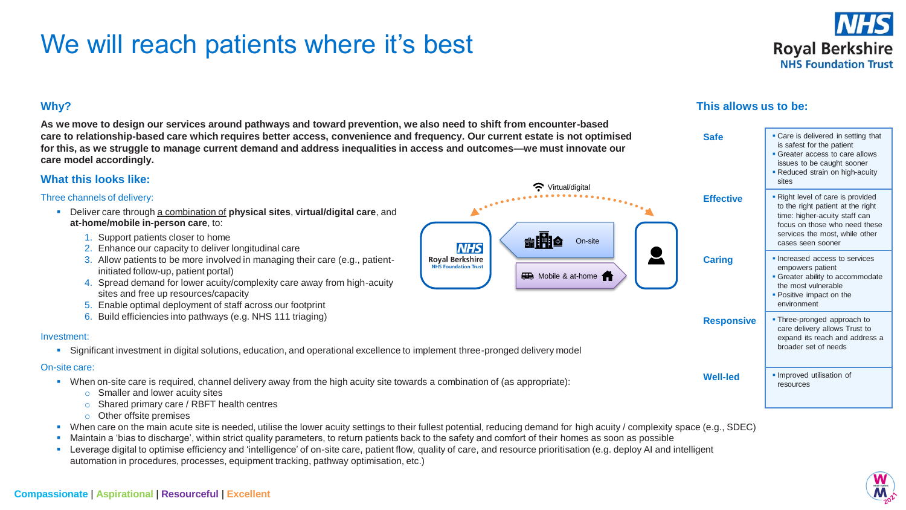# We will reach patients where it's best

## Why?

**As we move to design our services around pathways and toward prevention, we also need to shift from encounter-based care to relationship-based care which requires better access, convenience and frequency. Our current estate is not optimised for this, as we struggle to manage current demand and address inequalities in access and outcomes—we must innovate our care model accordingly.**

## What this looks like:

### Three channels of delivery:

- Deliver care through a combination of **physical sites**, **virtual/digital care**, and **at-home/mobile in-person care**, to:
  1. Support patients closer to home
  2. Enhance our capacity to deliver longitudinal care
  3. Allow patients to be more involved in managing their care (e.g., patient-initiated follow-up, patient portal)
  4. Spread demand for lower acuity/complexity care away from high-acuity sites and free up resources/capacity
  5. Enable optimal deployment of staff across our footprint
  6. Build efficiencies into pathways (e.g. NHS 111 triaging)

Virtual/digital

On-site

Mobile & at-home

### Investment:

- Significant investment in digital solutions, education, and operational excellence to implement three-pronged delivery model

### On-site care:

- When on-site care is required, channel delivery away from the high acuity site towards a combination of (as appropriate):
  - Smaller and lower acuity sites
  - Shared primary care / RBFT health centres
  - Other offsite premises
- When care on the main acute site is needed, utilise the lower acuity settings to their fullest potential, reducing demand for high acuity / complexity space (e.g., SDEC)
- Maintain a 'bias to discharge', within strict quality parameters, to return patients back to the safety and comfort of their homes as soon as possible
- Leverage digital to optimise efficiency and 'intelligence' of on-site care, patient flow, quality of care, and resource prioritisation (e.g. deploy AI and intelligent automation in procedures, processes, equipment tracking, pathway optimisation, etc.)

## This allows us to be:

| | |
|---|---|
| **Safe** | Care is delivered in setting that is safest for the patient<br>Greater access to care allows issues to be caught sooner<br>Reduced strain on high-acuity sites |
| **Effective** | Right level of care is provided to the right patient at the right time: higher-acuity staff can focus on those who need these services the most, while other cases seen sooner |
| **Caring** | Increased access to services empowers patient<br>Greater ability to accommodate the most vulnerable<br>Positive impact on the environment |
| **Responsive** | Three-pronged approach to care delivery allows Trust to expand its reach and address a broader set of needs |
| **Well-led** | Improved utilisation of resources |

Compassionate | Aspirational | Resourceful | Excellent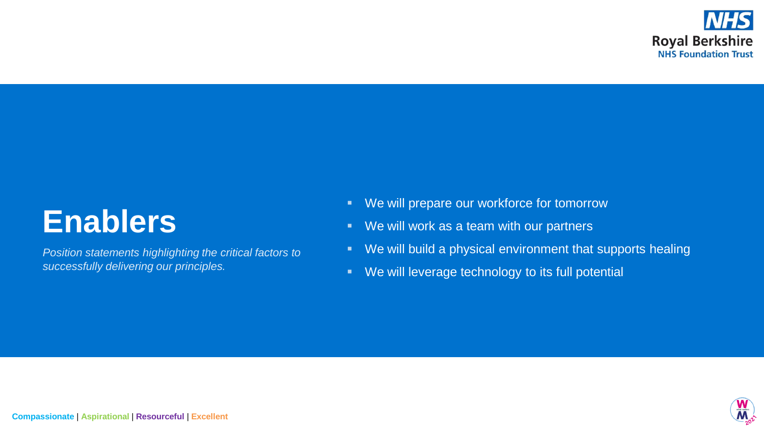# Enablers

*Position statements highlighting the critical factors to successfully delivering our principles.*

- We will prepare our workforce for tomorrow
- We will work as a team with our partners
- We will build a physical environment that supports healing
- We will leverage technology to its full potential

**Compassionate** | **Aspirational** | **Resourceful** | **Excellent**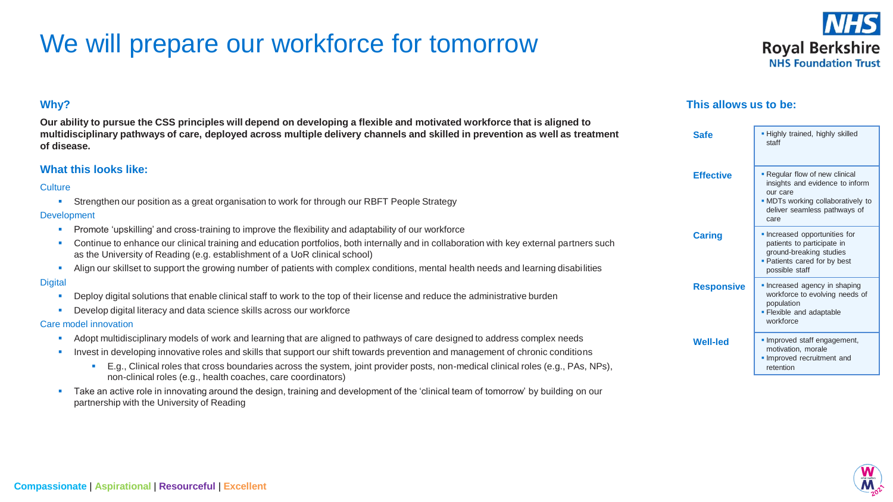# We will prepare our workforce for tomorrow

## Why?

**Our ability to pursue the CSS principles will depend on developing a flexible and motivated workforce that is aligned to multidisciplinary pathways of care, deployed across multiple delivery channels and skilled in prevention as well as treatment of disease.**

## What this looks like:

### Culture

- Strengthen our position as a great organisation to work for through our RBFT People Strategy

### Development

- Promote 'upskilling' and cross-training to improve the flexibility and adaptability of our workforce
- Continue to enhance our clinical training and education portfolios, both internally and in collaboration with key external partners such as the University of Reading (e.g. establishment of a UoR clinical school)
- Align our skillset to support the growing number of patients with complex conditions, mental health needs and learning disabilities

### Digital

- Deploy digital solutions that enable clinical staff to work to the top of their license and reduce the administrative burden
- Develop digital literacy and data science skills across our workforce

### Care model innovation

- Adopt multidisciplinary models of work and learning that are aligned to pathways of care designed to address complex needs
- Invest in developing innovative roles and skills that support our shift towards prevention and management of chronic conditions
  - E.g., Clinical roles that cross boundaries across the system, joint provider posts, non-medical clinical roles (e.g., PAs, NPs), non-clinical roles (e.g., health coaches, care coordinators)
- Take an active role in innovating around the design, training and development of the 'clinical team of tomorrow' by building on our partnership with the University of Reading

## This allows us to be:

| | |
|---|---|
| **Safe** | Highly trained, highly skilled staff |
| **Effective** | Regular flow of new clinical insights and evidence to inform our care<br>MDTs working collaboratively to deliver seamless pathways of care |
| **Caring** | Increased opportunities for patients to participate in ground-breaking studies<br>Patients cared for by best possible staff |
| **Responsive** | Increased agency in shaping workforce to evolving needs of population<br>Flexible and adaptable workforce |
| **Well-led** | Improved staff engagement, motivation, morale<br>Improved recruitment and retention |

**Compassionate** | **Aspirational** | **Resourceful** | **Excellent**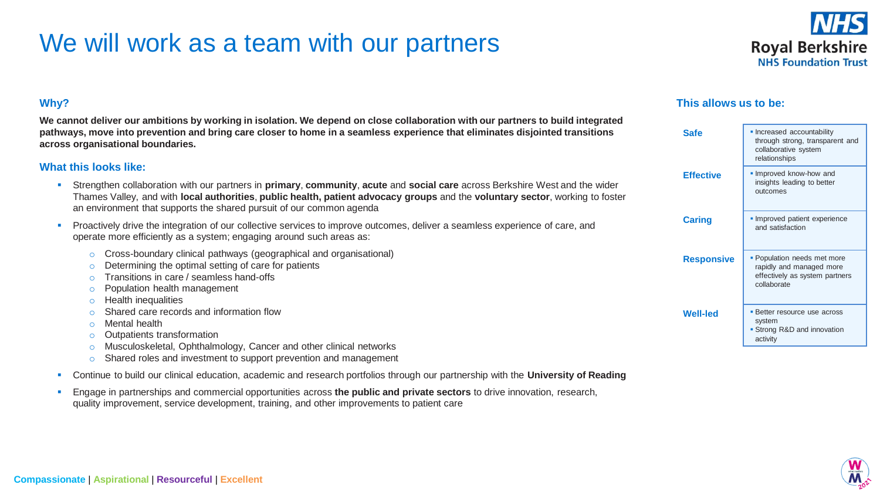# We will work as a team with our partners

### Why?

**We cannot deliver our ambitions by working in isolation. We depend on close collaboration with our partners to build integrated pathways, move into prevention and bring care closer to home in a seamless experience that eliminates disjointed transitions across organisational boundaries.**

### What this looks like:

- Strengthen collaboration with our partners in **primary**, **community**, **acute** and **social care** across Berkshire West and the wider Thames Valley, and with **local authorities**, **public health, patient advocacy groups** and the **voluntary sector**, working to foster an environment that supports the shared pursuit of our common agenda
- Proactively drive the integration of our collective services to improve outcomes, deliver a seamless experience of care, and operate more efficiently as a system; engaging around such areas as:
  - Cross-boundary clinical pathways (geographical and organisational)
  - Determining the optimal setting of care for patients
  - Transitions in care / seamless hand-offs
  - Population health management
  - Health inequalities
  - Shared care records and information flow
  - Mental health
  - Outpatients transformation
  - Musculoskeletal, Ophthalmology, Cancer and other clinical networks
  - Shared roles and investment to support prevention and management
- Continue to build our clinical education, academic and research portfolios through our partnership with the **University of Reading**
- Engage in partnerships and commercial opportunities across **the public and private sectors** to drive innovation, research, quality improvement, service development, training, and other improvements to patient care

### This allows us to be:

| | |
|---|---|
| **Safe** | Increased accountability through strong, transparent and collaborative system relationships |
| **Effective** | Improved know-how and insights leading to better outcomes |
| **Caring** | Improved patient experience and satisfaction |
| **Responsive** | Population needs met more rapidly and managed more effectively as system partners collaborate |
| **Well-led** | Better resource use across system<br>Strong R&D and innovation activity |

**Compassionate** | **Aspirational** | **Resourceful** | **Excellent**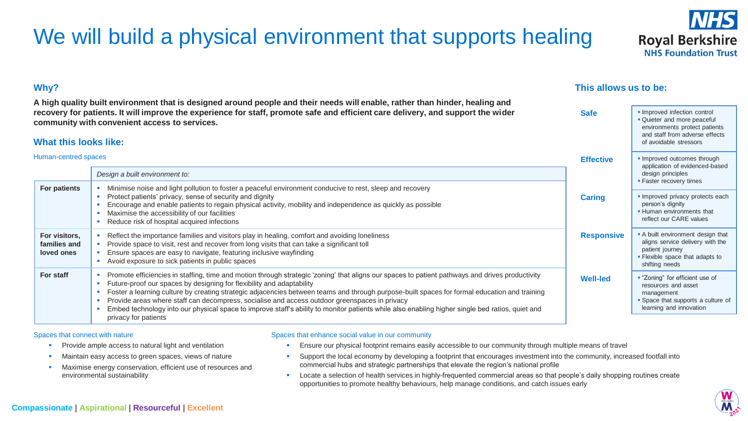# We will build a physical environment that supports healing

### Why?

**A high quality built environment that is designed around people and their needs will enable, rather than hinder, healing and recovery for patients. It will improve the experience for staff, promote safe and efficient care delivery, and support the wider community with convenient access to services.**

### What this looks like:

Human-centred spaces

| | *Design a built environment to:* |
|---|---|
| **For patients** | • Minimise noise and light pollution to foster a peaceful environment conducive to rest, sleep and recovery<br>• Protect patients' privacy, sense of security and dignity<br>• Encourage and enable patients to regain physical activity, mobility and independence as quickly as possible<br>• Maximise the accessibility of our facilities<br>• Reduce risk of hospital acquired infections |
| **For visitors, families and loved ones** | • Reflect the importance families and visitors play in healing, comfort and avoiding loneliness<br>• Provide space to visit, rest and recover from long visits that can take a significant toll<br>• Ensure spaces are easy to navigate, featuring inclusive wayfinding<br>• Avoid exposure to sick patients in public spaces |
| **For staff** | • Promote efficiencies in staffing, time and motion through strategic 'zoning' that aligns our spaces to patient pathways and drives productivity<br>• Future-proof our spaces by designing for flexibility and adaptability<br>• Foster a learning culture by creating strategic adjacencies between teams and through purpose-built spaces for formal education and training<br>• Provide areas where staff can decompress, socialise and access outdoor greenspaces in privacy<br>• Embed technology into our physical space to improve staff's ability to monitor patients while also enabling higher single bed ratios, quiet and privacy for patients |

Spaces that connect with nature

- Provide ample access to natural light and ventilation
- Maintain easy access to green spaces, views of nature
- Maximise energy conservation, efficient use of resources and environmental sustainability

Spaces that enhance social value in our community

- Ensure our physical footprint remains easily accessible to our community through multiple means of travel
- Support the local economy by developing a footprint that encourages investment into the community, increased footfall into commercial hubs and strategic partnerships that elevate the region's national profile
- Locate a selection of health services in highly-frequented commercial areas so that people's daily shopping routines create opportunities to promote healthy behaviours, help manage conditions, and catch issues early

### This allows us to be:

| | |
|---|---|
| **Safe** | • Improved infection control<br>• Quieter and more peaceful environments protect patients and staff from adverse effects of avoidable stressors |
| **Effective** | • Improved outcomes through application of evidenced-based design principles<br>• Faster recovery times |
| **Caring** | • Improved privacy protects each person's dignity<br>• Human environments that reflect our CARE values |
| **Responsive** | • A built environment design that aligns service delivery with the patient journey<br>• Flexible space that adapts to shifting needs |
| **Well-led** | • "Zoning" for efficient use of resources and asset management<br>• Space that supports a culture of learning and innovation |

**Compassionate** | **Aspirational** | **Resourceful** | **Excellent**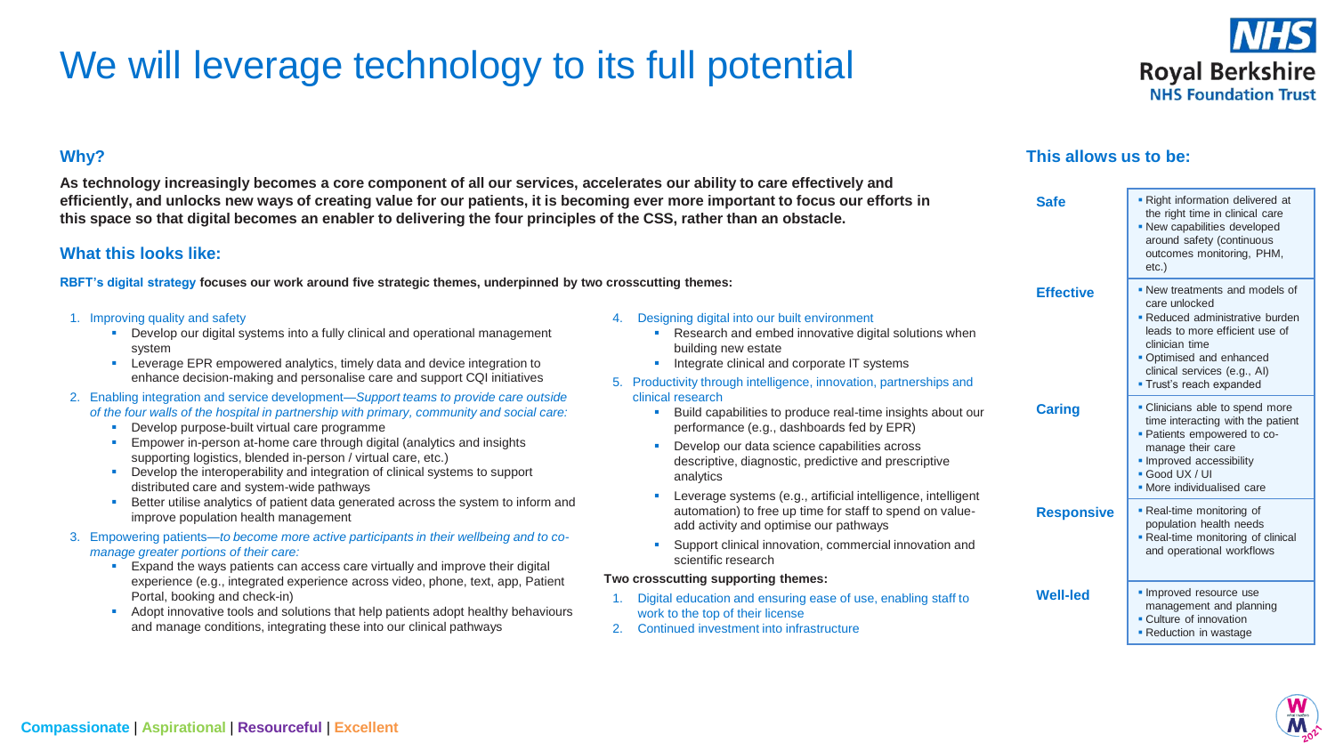# We will leverage technology to its full potential

## Why?

**As technology increasingly becomes a core component of all our services, accelerates our ability to care effectively and efficiently, and unlocks new ways of creating value for our patients, it is becoming ever more important to focus our efforts in this space so that digital becomes an enabler to delivering the four principles of the CSS, rather than an obstacle.**

## What this looks like:

**RBFT's digital strategy focuses our work around five strategic themes, underpinned by two crosscutting themes:**

1. Improving quality and safety
   - Develop our digital systems into a fully clinical and operational management system
   - Leverage EPR empowered analytics, timely data and device integration to enhance decision-making and personalise care and support CQI initiatives
2. Enabling integration and service development—*Support teams to provide care outside of the four walls of the hospital in partnership with primary, community and social care:*
   - Develop purpose-built virtual care programme
   - Empower in-person at-home care through digital (analytics and insights supporting logistics, blended in-person / virtual care, etc.)
   - Develop the interoperability and integration of clinical systems to support distributed care and system-wide pathways
   - Better utilise analytics of patient data generated across the system to inform and improve population health management
3. Empowering patients—*to become more active participants in their wellbeing and to co-manage greater portions of their care:*
   - Expand the ways patients can access care virtually and improve their digital experience (e.g., integrated experience across video, phone, text, app, Patient Portal, booking and check-in)
   - Adopt innovative tools and solutions that help patients adopt healthy behaviours and manage conditions, integrating these into our clinical pathways
4. Designing digital into our built environment
   - Research and embed innovative digital solutions when building new estate
   - Integrate clinical and corporate IT systems
5. Productivity through intelligence, innovation, partnerships and clinical research
   - Build capabilities to produce real-time insights about our performance (e.g., dashboards fed by EPR)
   - Develop our data science capabilities across descriptive, diagnostic, predictive and prescriptive analytics
   - Leverage systems (e.g., artificial intelligence, intelligent automation) to free up time for staff to spend on value-add activity and optimise our pathways
   - Support clinical innovation, commercial innovation and scientific research

**Two crosscutting supporting themes:**

1. Digital education and ensuring ease of use, enabling staff to work to the top of their license
2. Continued investment into infrastructure

## This allows us to be:

| | |
|---|---|
| **Safe** | ▪ Right information delivered at the right time in clinical care<br>▪ New capabilities developed around safety (continuous outcomes monitoring, PHM, etc.) |
| **Effective** | ▪ New treatments and models of care unlocked<br>▪ Reduced administrative burden leads to more efficient use of clinician time<br>▪ Optimised and enhanced clinical services (e.g., AI)<br>▪ Trust's reach expanded |
| **Caring** | ▪ Clinicians able to spend more time interacting with the patient<br>▪ Patients empowered to co-manage their care<br>▪ Improved accessibility<br>▪ Good UX / UI<br>▪ More individualised care |
| **Responsive** | ▪ Real-time monitoring of population health needs<br>▪ Real-time monitoring of clinical and operational workflows |
| **Well-led** | ▪ Improved resource use management and planning<br>▪ Culture of innovation<br>▪ Reduction in wastage |

Compassionate | Aspirational | Resourceful | Excellent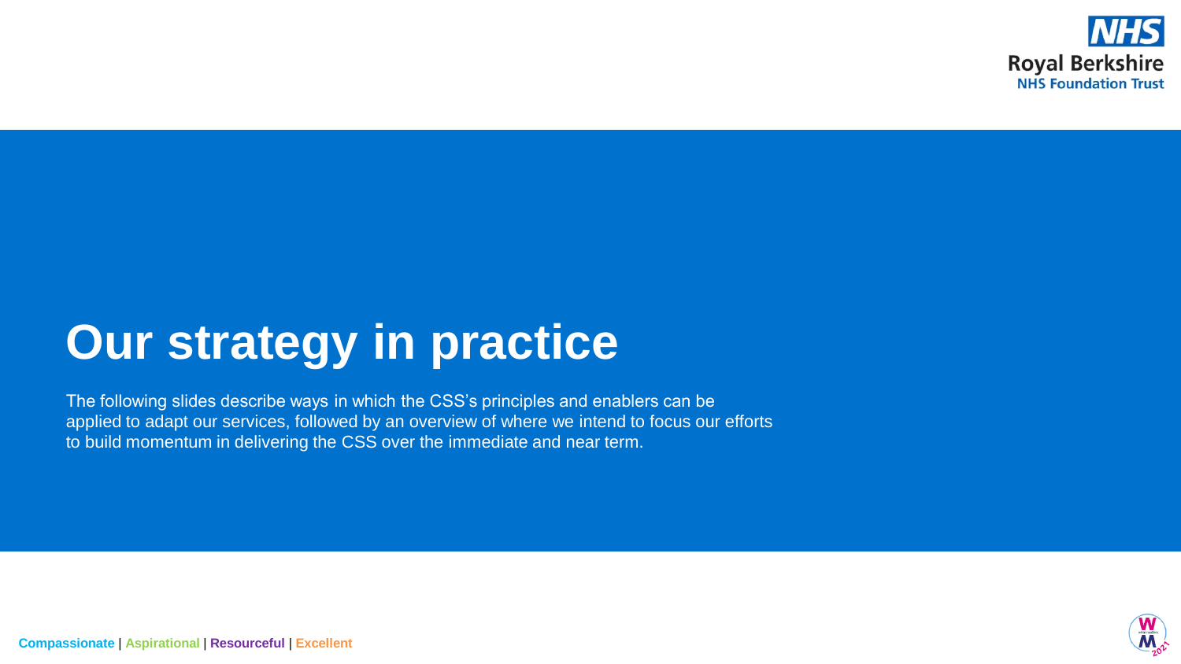# Our strategy in practice

The following slides describe ways in which the CSS's principles and enablers can be applied to adapt our services, followed by an overview of where we intend to focus our efforts to build momentum in delivering the CSS over the immediate and near term.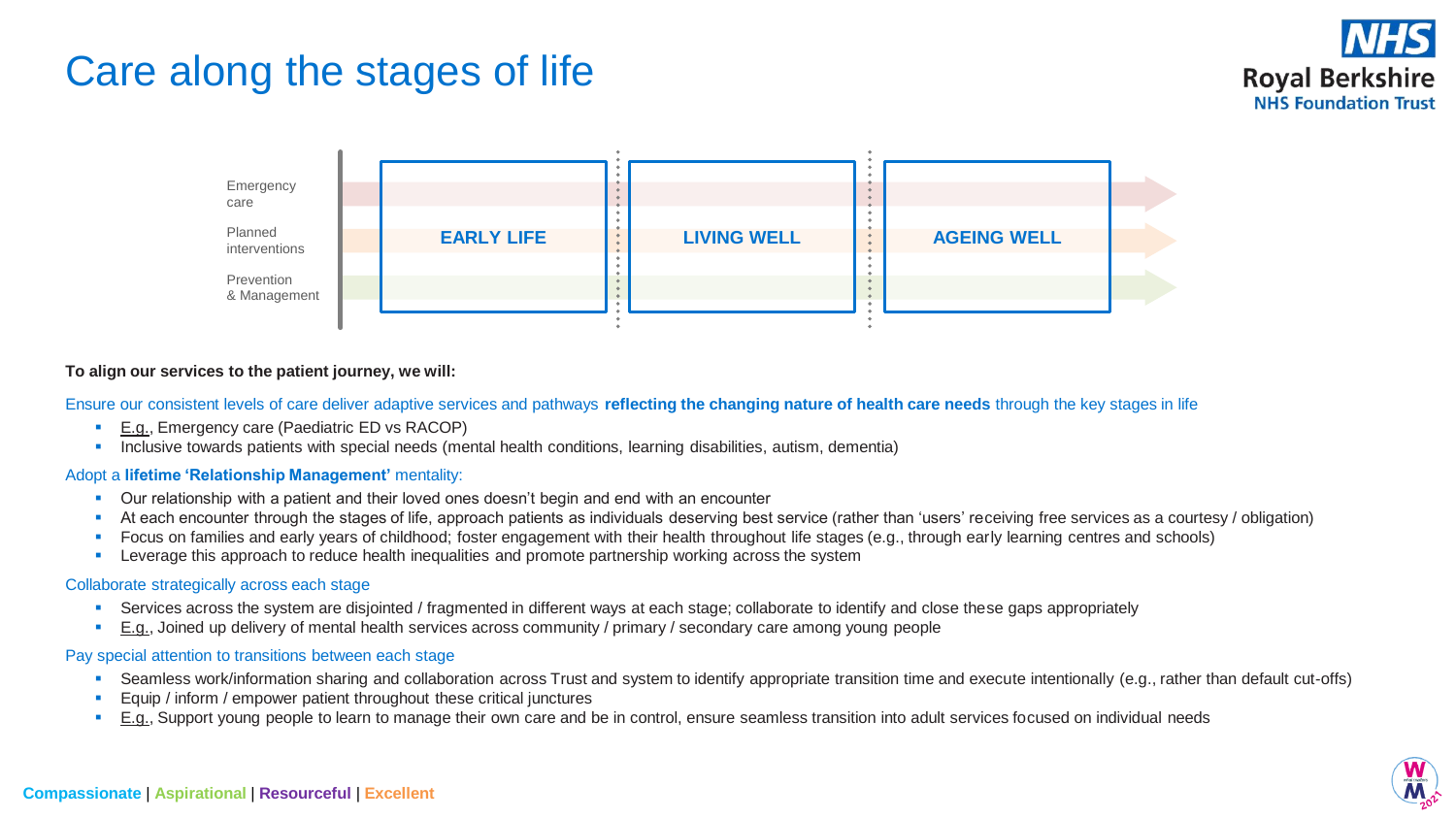# Care along the stages of life

Emergency care | Planned interventions | Prevention & Management

**EARLY LIFE** | **LIVING WELL** | **AGEING WELL**

**To align our services to the patient journey, we will:**

Ensure our consistent levels of care deliver adaptive services and pathways **reflecting the changing nature of health care needs** through the key stages in life

- E.g., Emergency care (Paediatric ED vs RACOP)
- Inclusive towards patients with special needs (mental health conditions, learning disabilities, autism, dementia)

Adopt a **lifetime 'Relationship Management'** mentality:

- Our relationship with a patient and their loved ones doesn't begin and end with an encounter
- At each encounter through the stages of life, approach patients as individuals deserving best service (rather than 'users' receiving free services as a courtesy / obligation)
- Focus on families and early years of childhood; foster engagement with their health throughout life stages (e.g., through early learning centres and schools)
- Leverage this approach to reduce health inequalities and promote partnership working across the system

Collaborate strategically across each stage

- Services across the system are disjointed / fragmented in different ways at each stage; collaborate to identify and close these gaps appropriately
- E.g., Joined up delivery of mental health services across community / primary / secondary care among young people

Pay special attention to transitions between each stage

- Seamless work/information sharing and collaboration across Trust and system to identify appropriate transition time and execute intentionally (e.g., rather than default cut-offs)
- Equip / inform / empower patient throughout these critical junctures
- E.g., Support young people to learn to manage their own care and be in control, ensure seamless transition into adult services focused on individual needs

**Compassionate** | **Aspirational** | **Resourceful** | **Excellent**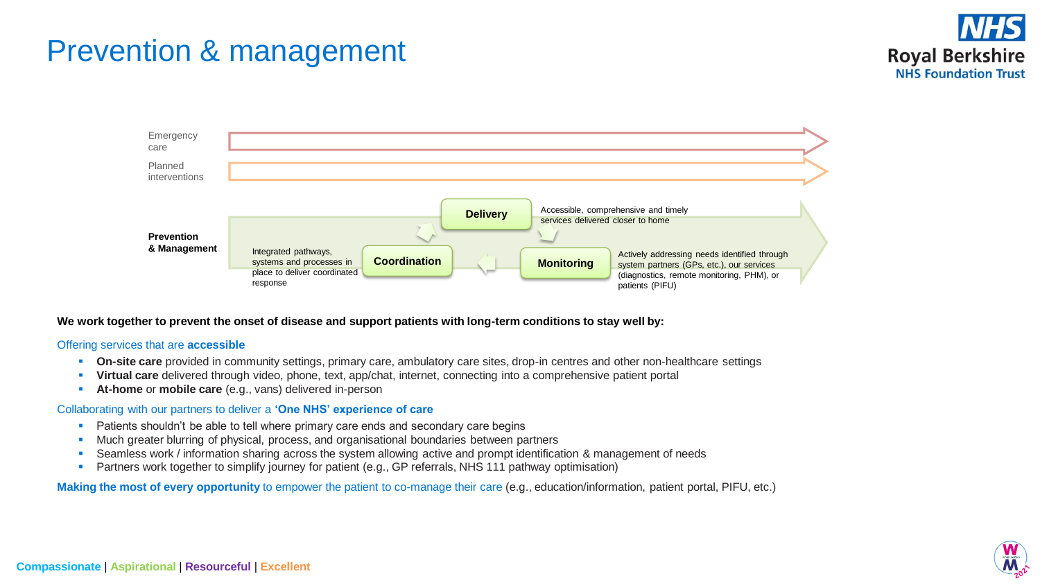# Prevention & management

Emergency care

Planned interventions

**Prevention & Management**

Integrated pathways, systems and processes in place to deliver coordinated response

**Coordination**

**Delivery**

Accessible, comprehensive and timely services delivered closer to home

**Monitoring**

Actively addressing needs identified through system partners (GPs, etc.), our services (diagnostics, remote monitoring, PHM), or patients (PIFU)

**We work together to prevent the onset of disease and support patients with long-term conditions to stay well by:**

Offering services that are **accessible**

- **On-site care** provided in community settings, primary care, ambulatory care sites, drop-in centres and other non-healthcare settings
- **Virtual care** delivered through video, phone, text, app/chat, internet, connecting into a comprehensive patient portal
- **At-home** or **mobile care** (e.g., vans) delivered in-person

Collaborating with our partners to deliver a **'One NHS' experience of care**

- Patients shouldn't be able to tell where primary care ends and secondary care begins
- Much greater blurring of physical, process, and organisational boundaries between partners
- Seamless work / information sharing across the system allowing active and prompt identification & management of needs
- Partners work together to simplify journey for patient (e.g., GP referrals, NHS 111 pathway optimisation)

**Making the most of every opportunity** to empower the patient to co-manage their care (e.g., education/information, patient portal, PIFU, etc.)

**Compassionate** | **Aspirational** | **Resourceful** | **Excellent**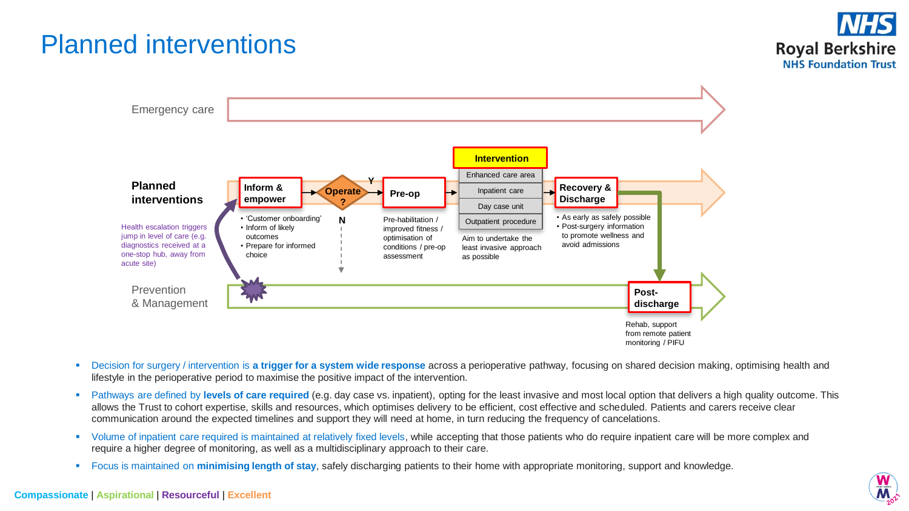# Planned interventions

Emergency care

**Planned interventions**

Health escalation triggers jump in level of care (e.g. diagnostics received at a one-stop hub, away from acute site)

**Inform & empower**

- 'Customer onboarding'
- Inform of likely outcomes
- Prepare for informed choice

**Operate ?** — Y / N

**Pre-op**

Pre-habilitation / improved fitness / optimisation of conditions / pre-op assessment

**Intervention**

- Enhanced care area
- Inpatient care
- Day case unit
- Outpatient procedure

Aim to undertake the least invasive approach as possible

**Recovery & Discharge**

- As early as safely possible
- Post-surgery information to promote wellness and avoid admissions

Prevention & Management

**Post-discharge**

Rehab, support from remote patient monitoring / PIFU

- Decision for surgery / intervention is **a trigger for a system wide response** across a perioperative pathway, focusing on shared decision making, optimising health and lifestyle in the perioperative period to maximise the positive impact of the intervention.
- Pathways are defined by **levels of care required** (e.g. day case vs. inpatient), opting for the least invasive and most local option that delivers a high quality outcome. This allows the Trust to cohort expertise, skills and resources, which optimises delivery to be efficient, cost effective and scheduled. Patients and carers receive clear communication around the expected timelines and support they will need at home, in turn reducing the frequency of cancelations.
- Volume of inpatient care required is maintained at relatively fixed levels, while accepting that those patients who do require inpatient care will be more complex and require a higher degree of monitoring, as well as a multidisciplinary approach to their care.
- Focus is maintained on **minimising length of stay**, safely discharging patients to their home with appropriate monitoring, support and knowledge.

Compassionate | Aspirational | Resourceful | Excellent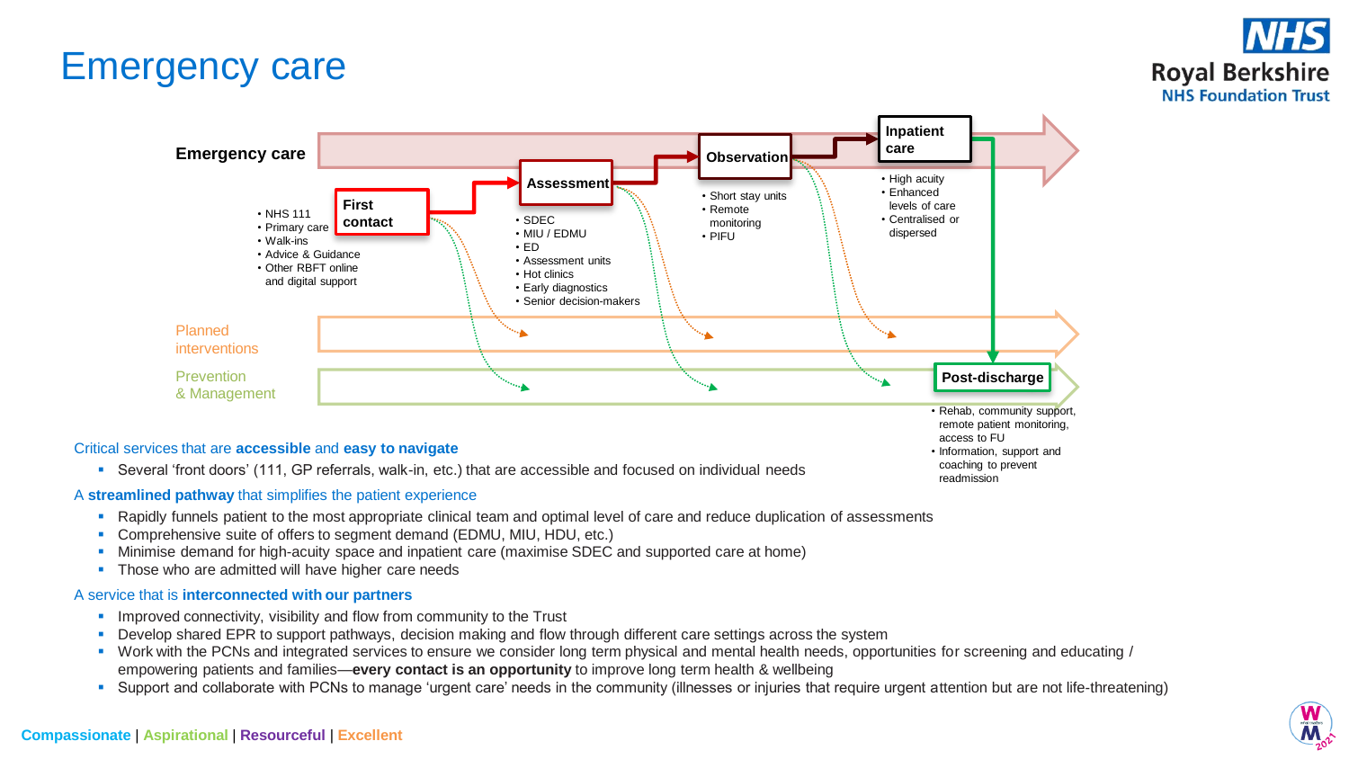# Emergency care

**Emergency care**

**First contact**
- NHS 111
- Primary care
- Walk-ins
- Advice & Guidance
- Other RBFT online and digital support

**Assessment**
- SDEC
- MIU / EDMU
- ED
- Assessment units
- Hot clinics
- Early diagnostics
- Senior decision-makers

**Observation**
- Short stay units
- Remote monitoring
- PIFU

**Inpatient care**
- High acuity
- Enhanced levels of care
- Centralised or dispersed

Planned interventions

Prevention & Management

**Post-discharge**
- Rehab, community support, remote patient monitoring, access to FU
- Information, support and coaching to prevent readmission

Critical services that are **accessible** and **easy to navigate**

- Several 'front doors' (111, GP referrals, walk-in, etc.) that are accessible and focused on individual needs

A **streamlined pathway** that simplifies the patient experience

- Rapidly funnels patient to the most appropriate clinical team and optimal level of care and reduce duplication of assessments
- Comprehensive suite of offers to segment demand (EDMU, MIU, HDU, etc.)
- Minimise demand for high-acuity space and inpatient care (maximise SDEC and supported care at home)
- Those who are admitted will have higher care needs

A service that is **interconnected with our partners**

- Improved connectivity, visibility and flow from community to the Trust
- Develop shared EPR to support pathways, decision making and flow through different care settings across the system
- Work with the PCNs and integrated services to ensure we consider long term physical and mental health needs, opportunities for screening and educating / empowering patients and families—**every contact is an opportunity** to improve long term health & wellbeing
- Support and collaborate with PCNs to manage 'urgent care' needs in the community (illnesses or injuries that require urgent attention but are not life-threatening)

Compassionate | Aspirational | Resourceful | Excellent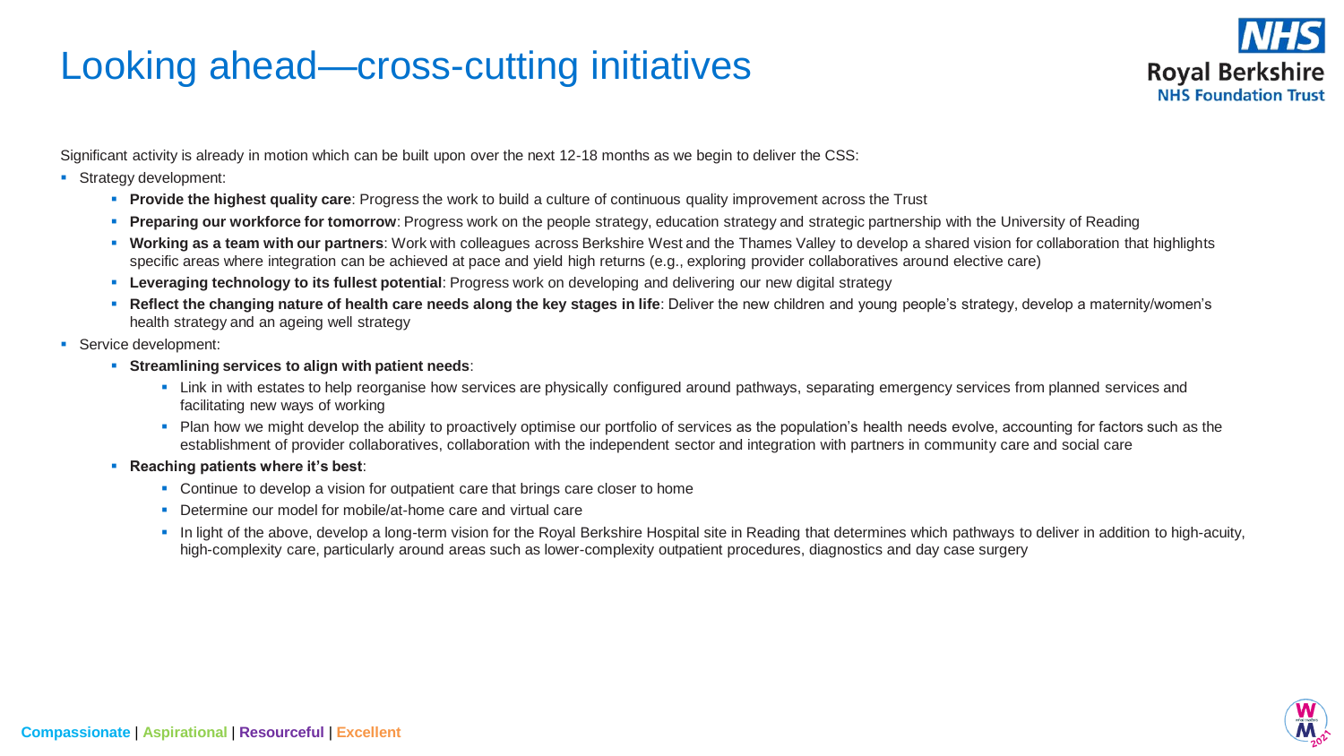# Looking ahead—cross-cutting initiatives

Significant activity is already in motion which can be built upon over the next 12-18 months as we begin to deliver the CSS:

- Strategy development:
  - **Provide the highest quality care**: Progress the work to build a culture of continuous quality improvement across the Trust
  - **Preparing our workforce for tomorrow**: Progress work on the people strategy, education strategy and strategic partnership with the University of Reading
  - **Working as a team with our partners**: Work with colleagues across Berkshire West and the Thames Valley to develop a shared vision for collaboration that highlights specific areas where integration can be achieved at pace and yield high returns (e.g., exploring provider collaboratives around elective care)
  - **Leveraging technology to its fullest potential**: Progress work on developing and delivering our new digital strategy
  - **Reflect the changing nature of health care needs along the key stages in life**: Deliver the new children and young people's strategy, develop a maternity/women's health strategy and an ageing well strategy
- Service development:
  - **Streamlining services to align with patient needs**:
    - Link in with estates to help reorganise how services are physically configured around pathways, separating emergency services from planned services and facilitating new ways of working
    - Plan how we might develop the ability to proactively optimise our portfolio of services as the population's health needs evolve, accounting for factors such as the establishment of provider collaboratives, collaboration with the independent sector and integration with partners in community care and social care
  - **Reaching patients where it's best**:
    - Continue to develop a vision for outpatient care that brings care closer to home
    - Determine our model for mobile/at-home care and virtual care
    - In light of the above, develop a long-term vision for the Royal Berkshire Hospital site in Reading that determines which pathways to deliver in addition to high-acuity, high-complexity care, particularly around areas such as lower-complexity outpatient procedures, diagnostics and day case surgery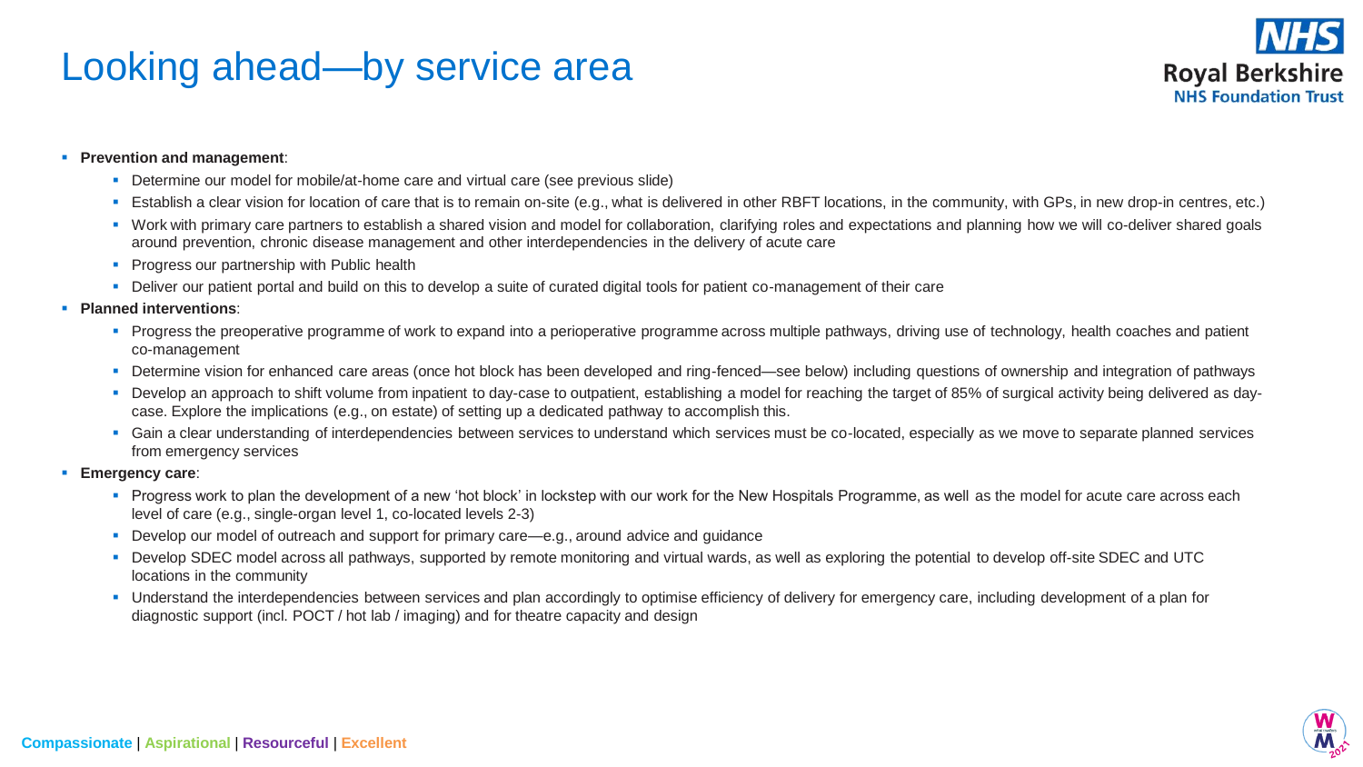# Looking ahead—by service area

- **Prevention and management**:
  - Determine our model for mobile/at-home care and virtual care (see previous slide)
  - Establish a clear vision for location of care that is to remain on-site (e.g., what is delivered in other RBFT locations, in the community, with GPs, in new drop-in centres, etc.)
  - Work with primary care partners to establish a shared vision and model for collaboration, clarifying roles and expectations and planning how we will co-deliver shared goals around prevention, chronic disease management and other interdependencies in the delivery of acute care
  - Progress our partnership with Public health
  - Deliver our patient portal and build on this to develop a suite of curated digital tools for patient co-management of their care
- **Planned interventions**:
  - Progress the preoperative programme of work to expand into a perioperative programme across multiple pathways, driving use of technology, health coaches and patient co-management
  - Determine vision for enhanced care areas (once hot block has been developed and ring-fenced—see below) including questions of ownership and integration of pathways
  - Develop an approach to shift volume from inpatient to day-case to outpatient, establishing a model for reaching the target of 85% of surgical activity being delivered as day-case. Explore the implications (e.g., on estate) of setting up a dedicated pathway to accomplish this.
  - Gain a clear understanding of interdependencies between services to understand which services must be co-located, especially as we move to separate planned services from emergency services
- **Emergency care**:
  - Progress work to plan the development of a new 'hot block' in lockstep with our work for the New Hospitals Programme, as well as the model for acute care across each level of care (e.g., single-organ level 1, co-located levels 2-3)
  - Develop our model of outreach and support for primary care—e.g., around advice and guidance
  - Develop SDEC model across all pathways, supported by remote monitoring and virtual wards, as well as exploring the potential to develop off-site SDEC and UTC locations in the community
  - Understand the interdependencies between services and plan accordingly to optimise efficiency of delivery for emergency care, including development of a plan for diagnostic support (incl. POCT / hot lab / imaging) and for theatre capacity and design